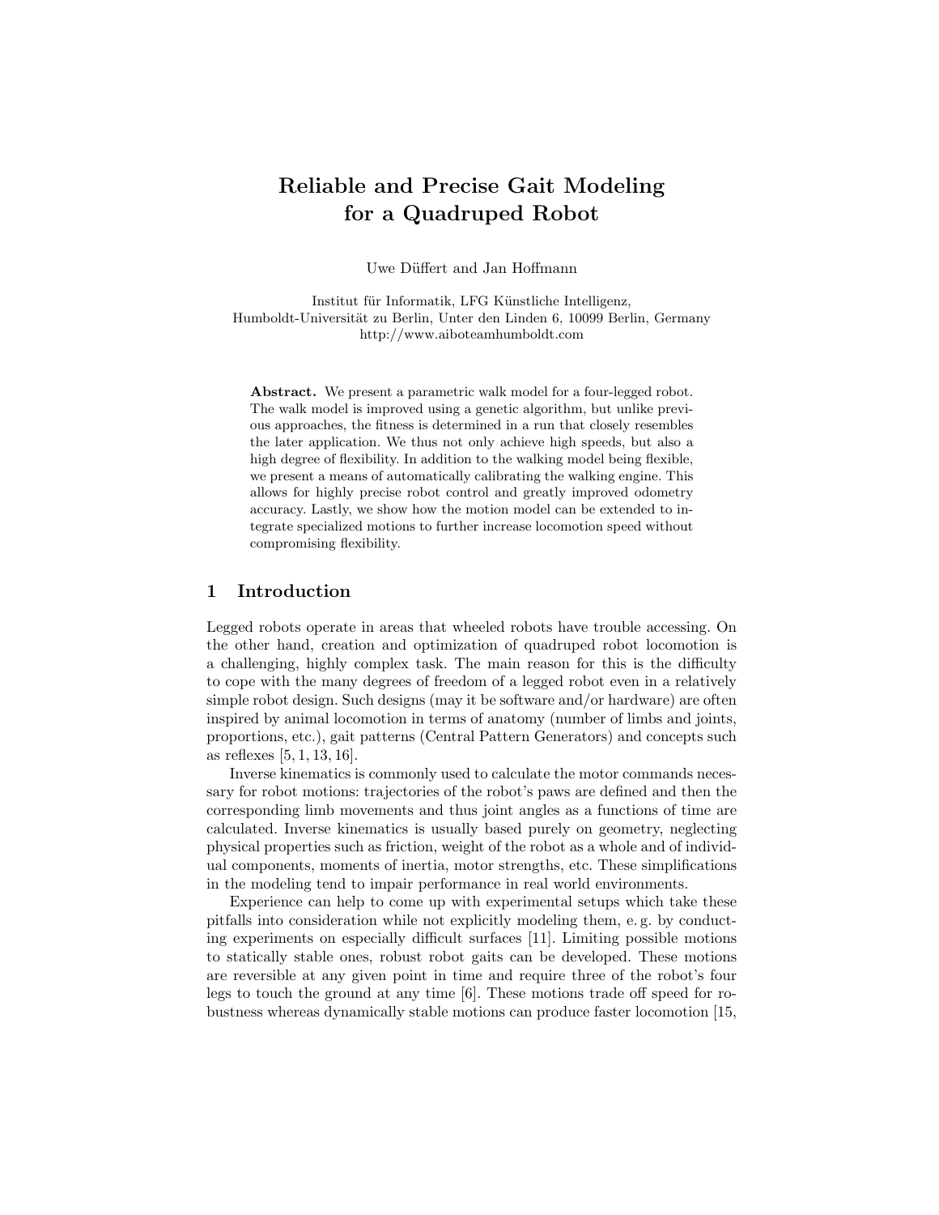# Reliable and Precise Gait Modeling for a Quadruped Robot

Uwe Düffert and Jan Hoffmann

Institut für Informatik, LFG Künstliche Intelligenz,
Humboldt-Universität zu Berlin, Unter den Linden 6, 10099 Berlin, Germany
http://www.aiboteamhumboldt.com

**Abstract.** We present a parametric walk model for a four-legged robot. The walk model is improved using a genetic algorithm, but unlike previous approaches, the fitness is determined in a run that closely resembles the later application. We thus not only achieve high speeds, but also a high degree of flexibility. In addition to the walking model being flexible, we present a means of automatically calibrating the walking engine. This allows for highly precise robot control and greatly improved odometry accuracy. Lastly, we show how the motion model can be extended to integrate specialized motions to further increase locomotion speed without compromising flexibility.

## 1 Introduction

Legged robots operate in areas that wheeled robots have trouble accessing. On the other hand, creation and optimization of quadruped robot locomotion is a challenging, highly complex task. The main reason for this is the difficulty to cope with the many degrees of freedom of a legged robot even in a relatively simple robot design. Such designs (may it be software and/or hardware) are often inspired by animal locomotion in terms of anatomy (number of limbs and joints, proportions, etc.), gait patterns (Central Pattern Generators) and concepts such as reflexes [5, 1, 13, 16].

Inverse kinematics is commonly used to calculate the motor commands necessary for robot motions: trajectories of the robot's paws are defined and then the corresponding limb movements and thus joint angles as a functions of time are calculated. Inverse kinematics is usually based purely on geometry, neglecting physical properties such as friction, weight of the robot as a whole and of individual components, moments of inertia, motor strengths, etc. These simplifications in the modeling tend to impair performance in real world environments.

Experience can help to come up with experimental setups which take these pitfalls into consideration while not explicitly modeling them, e. g. by conducting experiments on especially difficult surfaces [11]. Limiting possible motions to statically stable ones, robust robot gaits can be developed. These motions are reversible at any given point in time and require three of the robot's four legs to touch the ground at any time [6]. These motions trade off speed for robustness whereas dynamically stable motions can produce faster locomotion [15,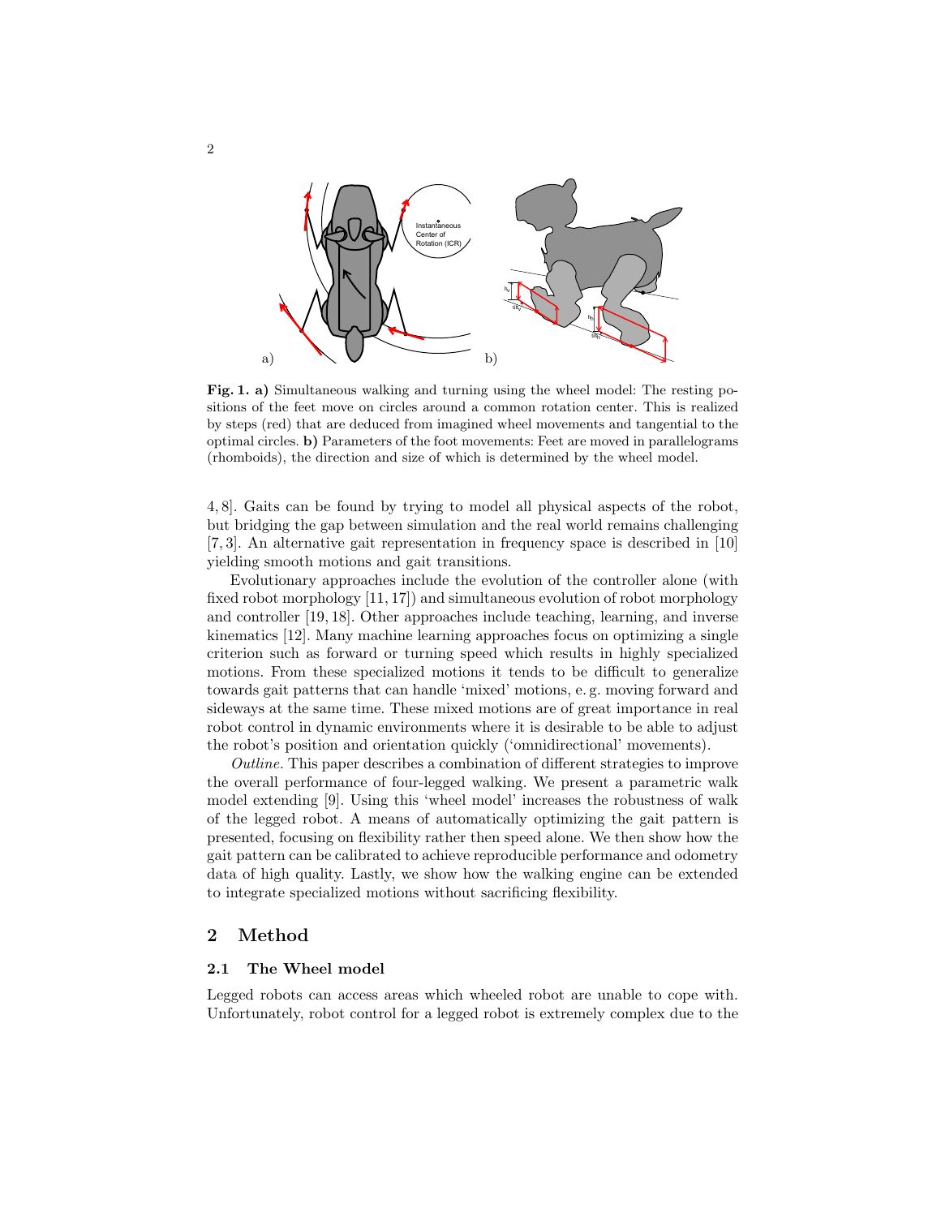**Fig. 1. a)** Simultaneous walking and turning using the wheel model: The resting positions of the feet move on circles around a common rotation center. This is realized by steps (red) that are deduced from imagined wheel movements and tangential to the optimal circles. **b)** Parameters of the foot movements: Feet are moved in parallelograms (rhomboids), the direction and size of which is determined by the wheel model.

4, 8]. Gaits can be found by trying to model all physical aspects of the robot, but bridging the gap between simulation and the real world remains challenging [7, 3]. An alternative gait representation in frequency space is described in [10] yielding smooth motions and gait transitions.

Evolutionary approaches include the evolution of the controller alone (with fixed robot morphology [11, 17]) and simultaneous evolution of robot morphology and controller [19, 18]. Other approaches include teaching, learning, and inverse kinematics [12]. Many machine learning approaches focus on optimizing a single criterion such as forward or turning speed which results in highly specialized motions. From these specialized motions it tends to be difficult to generalize towards gait patterns that can handle 'mixed' motions, e. g. moving forward and sideways at the same time. These mixed motions are of great importance in real robot control in dynamic environments where it is desirable to be able to adjust the robot's position and orientation quickly ('omnidirectional' movements).

*Outline.* This paper describes a combination of different strategies to improve the overall performance of four-legged walking. We present a parametric walk model extending [9]. Using this 'wheel model' increases the robustness of walk of the legged robot. A means of automatically optimizing the gait pattern is presented, focusing on flexibility rather then speed alone. We then show how the gait pattern can be calibrated to achieve reproducible performance and odometry data of high quality. Lastly, we show how the walking engine can be extended to integrate specialized motions without sacrificing flexibility.

## 2 Method

### 2.1 The Wheel model

Legged robots can access areas which wheeled robot are unable to cope with. Unfortunately, robot control for a legged robot is extremely complex due to the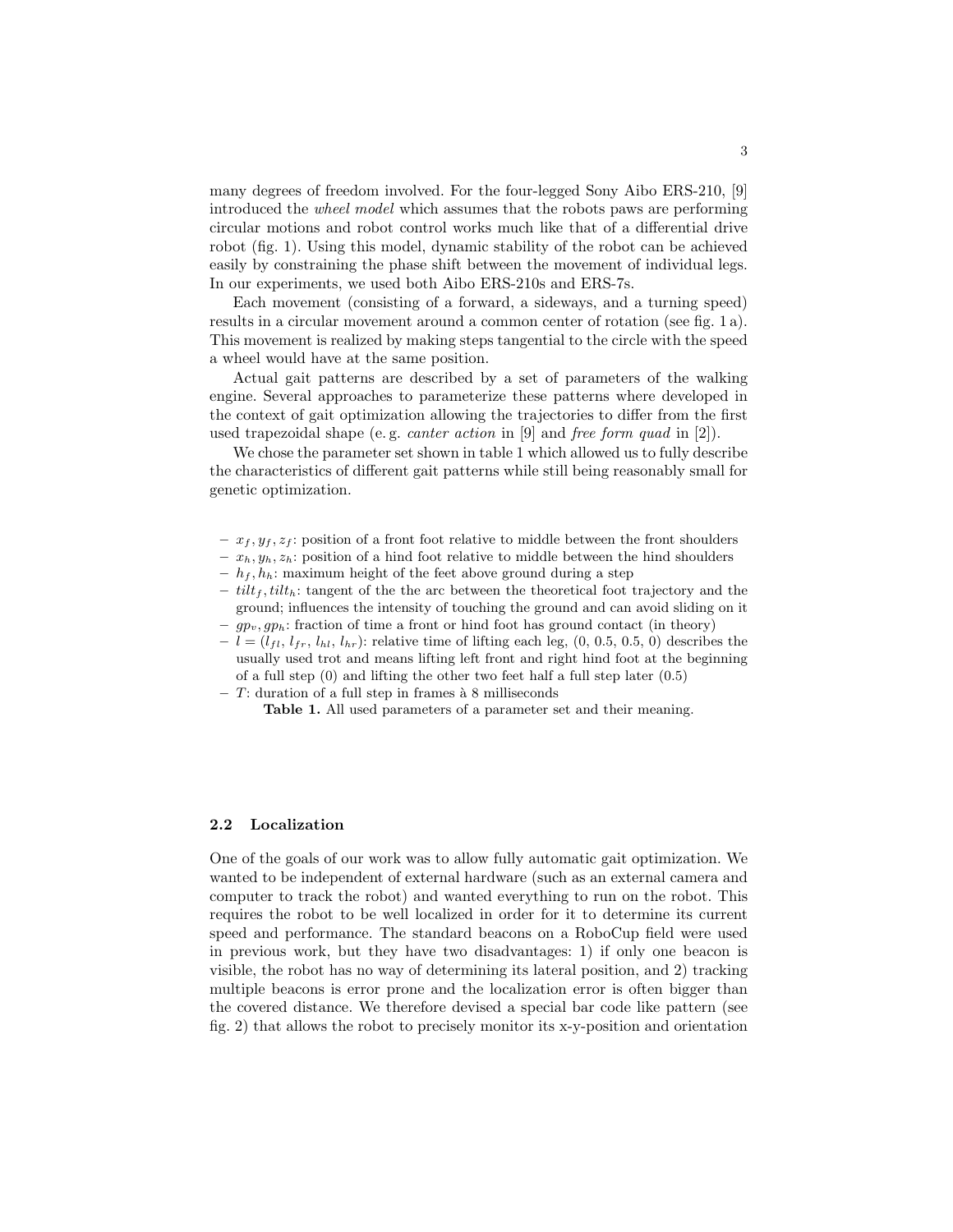many degrees of freedom involved. For the four-legged Sony Aibo ERS-210, [9] introduced the *wheel model* which assumes that the robots paws are performing circular motions and robot control works much like that of a differential drive robot (fig. 1). Using this model, dynamic stability of the robot can be achieved easily by constraining the phase shift between the movement of individual legs. In our experiments, we used both Aibo ERS-210s and ERS-7s.

Each movement (consisting of a forward, a sideways, and a turning speed) results in a circular movement around a common center of rotation (see fig. 1 a). This movement is realized by making steps tangential to the circle with the speed a wheel would have at the same position.

Actual gait patterns are described by a set of parameters of the walking engine. Several approaches to parameterize these patterns where developed in the context of gait optimization allowing the trajectories to differ from the first used trapezoidal shape (e. g. *canter action* in [9] and *free form quad* in [2]).

We chose the parameter set shown in table 1 which allowed us to fully describe the characteristics of different gait patterns while still being reasonably small for genetic optimization.

- $x_f, y_f, z_f$: position of a front foot relative to middle between the front shoulders
- $x_h, y_h, z_h$: position of a hind foot relative to middle between the hind shoulders
- $h_f, h_h$: maximum height of the feet above ground during a step
- $tilt_f, tilt_h$: tangent of the the arc between the theoretical foot trajectory and the ground; influences the intensity of touching the ground and can avoid sliding on it
- $gp_v, gp_h$: fraction of time a front or hind foot has ground contact (in theory)
- $l = (l_{fl}, l_{fr}, l_{hl}, l_{hr})$: relative time of lifting each leg, (0, 0.5, 0.5, 0) describes the usually used trot and means lifting left front and right hind foot at the beginning of a full step (0) and lifting the other two feet half a full step later (0.5)
- $T$: duration of a full step in frames à 8 milliseconds

**Table 1.** All used parameters of a parameter set and their meaning.

### 2.2 Localization

One of the goals of our work was to allow fully automatic gait optimization. We wanted to be independent of external hardware (such as an external camera and computer to track the robot) and wanted everything to run on the robot. This requires the robot to be well localized in order for it to determine its current speed and performance. The standard beacons on a RoboCup field were used in previous work, but they have two disadvantages: 1) if only one beacon is visible, the robot has no way of determining its lateral position, and 2) tracking multiple beacons is error prone and the localization error is often bigger than the covered distance. We therefore devised a special bar code like pattern (see fig. 2) that allows the robot to precisely monitor its x-y-position and orientation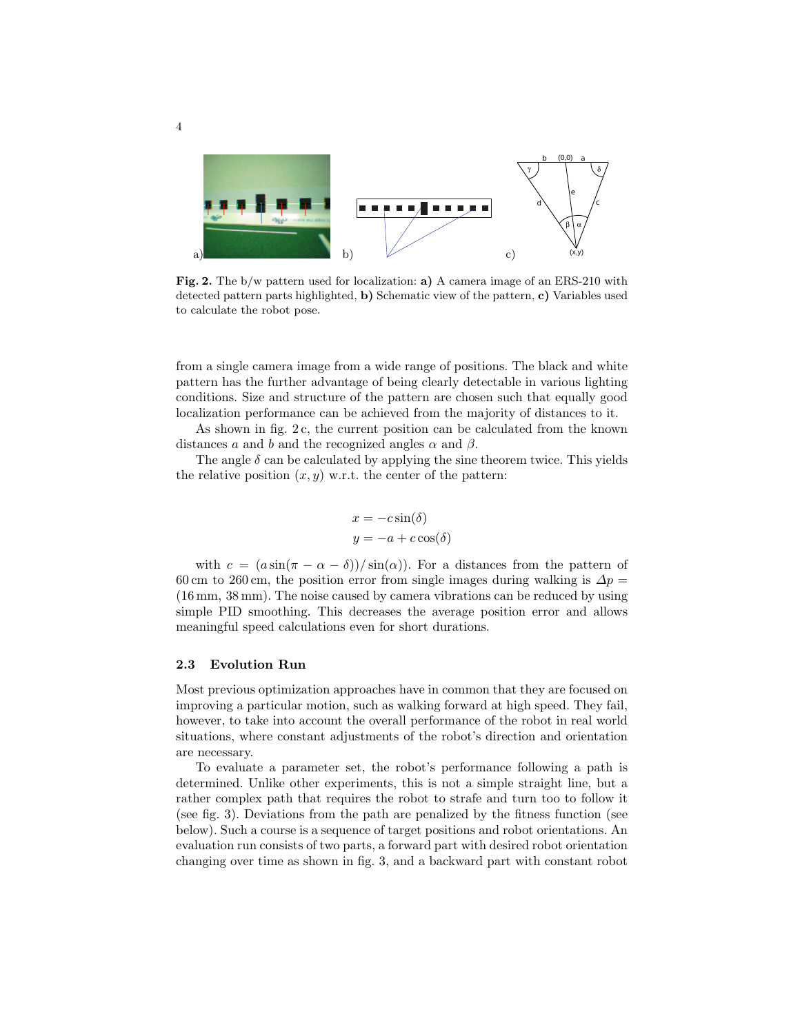**Fig. 2.** The b/w pattern used for localization: **a)** A camera image of an ERS-210 with detected pattern parts highlighted, **b)** Schematic view of the pattern, **c)** Variables used to calculate the robot pose.

from a single camera image from a wide range of positions. The black and white pattern has the further advantage of being clearly detectable in various lighting conditions. Size and structure of the pattern are chosen such that equally good localization performance can be achieved from the majority of distances to it.

As shown in fig. 2 c, the current position can be calculated from the known distances $a$ and $b$ and the recognized angles $\alpha$ and $\beta$.

The angle $\delta$ can be calculated by applying the sine theorem twice. This yields the relative position $(x, y)$ w.r.t. the center of the pattern:

$$
\begin{aligned}
x &= -c \sin(\delta) \\
y &= -a + c \cos(\delta)
\end{aligned}
$$

with $c = (a \sin(\pi - \alpha - \delta))/\sin(\alpha))$. For a distances from the pattern of 60 cm to 260 cm, the position error from single images during walking is $\Delta p =$ (16 mm, 38 mm). The noise caused by camera vibrations can be reduced by using simple PID smoothing. This decreases the average position error and allows meaningful speed calculations even for short durations.

### 2.3 Evolution Run

Most previous optimization approaches have in common that they are focused on improving a particular motion, such as walking forward at high speed. They fail, however, to take into account the overall performance of the robot in real world situations, where constant adjustments of the robot's direction and orientation are necessary.

To evaluate a parameter set, the robot's performance following a path is determined. Unlike other experiments, this is not a simple straight line, but a rather complex path that requires the robot to strafe and turn too to follow it (see fig. 3). Deviations from the path are penalized by the fitness function (see below). Such a course is a sequence of target positions and robot orientations. An evaluation run consists of two parts, a forward part with desired robot orientation changing over time as shown in fig. 3, and a backward part with constant robot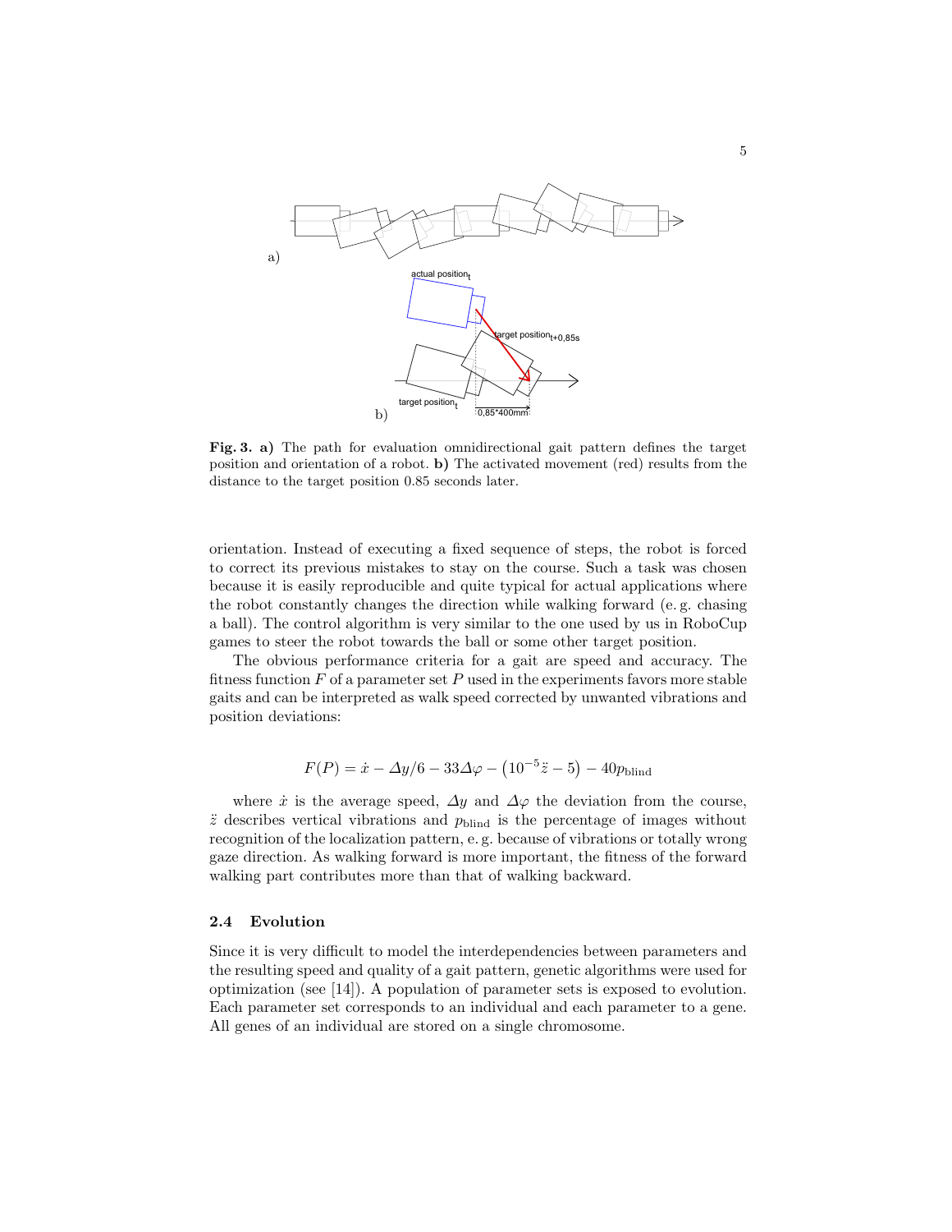**Fig. 3. a)** The path for evaluation omnidirectional gait pattern defines the target position and orientation of a robot. **b)** The activated movement (red) results from the distance to the target position 0.85 seconds later.

orientation. Instead of executing a fixed sequence of steps, the robot is forced to correct its previous mistakes to stay on the course. Such a task was chosen because it is easily reproducible and quite typical for actual applications where the robot constantly changes the direction while walking forward (e. g. chasing a ball). The control algorithm is very similar to the one used by us in RoboCup games to steer the robot towards the ball or some other target position.

The obvious performance criteria for a gait are speed and accuracy. The fitness function $F$ of a parameter set $P$ used in the experiments favors more stable gaits and can be interpreted as walk speed corrected by unwanted vibrations and position deviations:

$$F(P) = \dot{x} - \Delta y/6 - 33\Delta\varphi - \left(10^{-5}\ddot{z} - 5\right) - 40p_{\text{blind}}$$

where $\dot{x}$ is the average speed, $\Delta y$ and $\Delta\varphi$ the deviation from the course, $\ddot{z}$ describes vertical vibrations and $p_{\text{blind}}$ is the percentage of images without recognition of the localization pattern, e. g. because of vibrations or totally wrong gaze direction. As walking forward is more important, the fitness of the forward walking part contributes more than that of walking backward.

### 2.4 Evolution

Since it is very difficult to model the interdependencies between parameters and the resulting speed and quality of a gait pattern, genetic algorithms were used for optimization (see [14]). A population of parameter sets is exposed to evolution. Each parameter set corresponds to an individual and each parameter to a gene. All genes of an individual are stored on a single chromosome.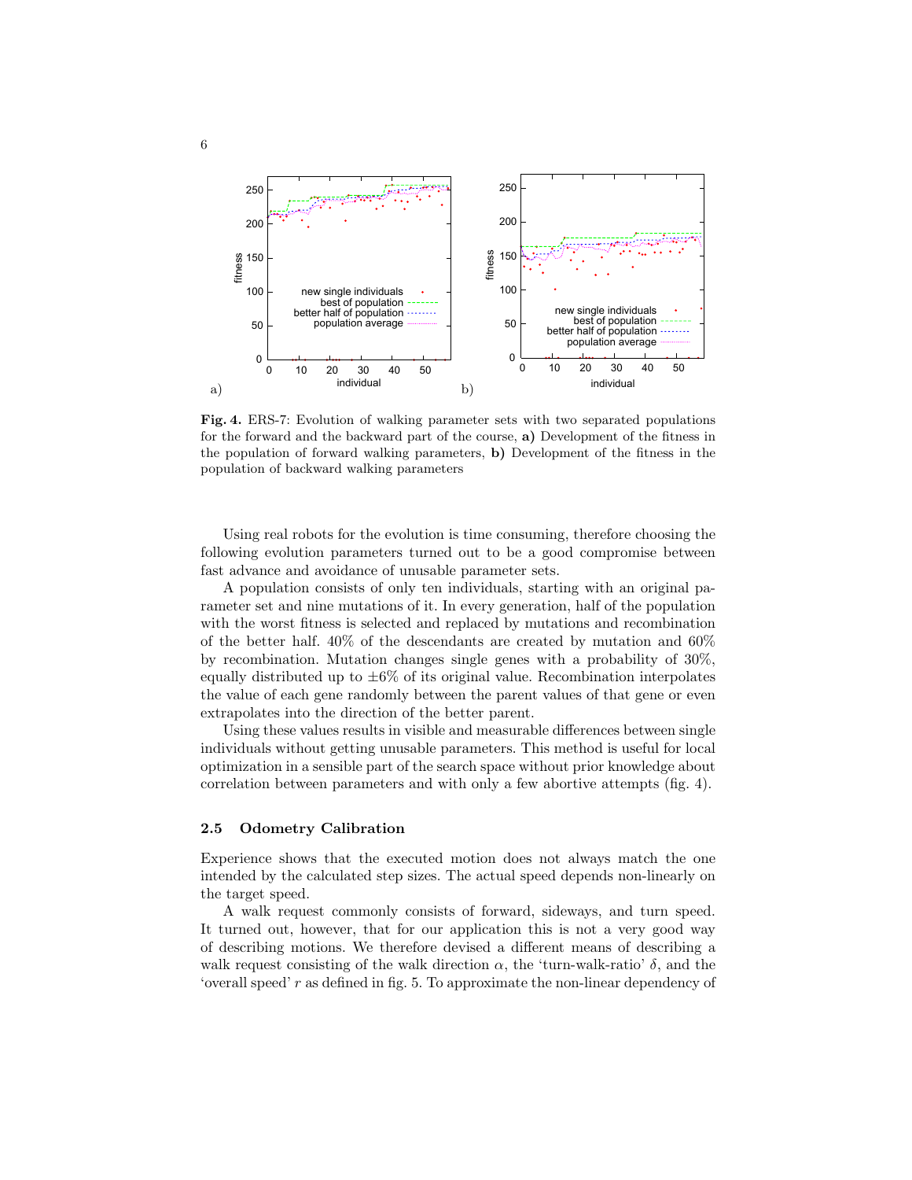**Fig. 4.** ERS-7: Evolution of walking parameter sets with two separated populations for the forward and the backward part of the course, **a)** Development of the fitness in the population of forward walking parameters, **b)** Development of the fitness in the population of backward walking parameters

Using real robots for the evolution is time consuming, therefore choosing the following evolution parameters turned out to be a good compromise between fast advance and avoidance of unusable parameter sets.

A population consists of only ten individuals, starting with an original parameter set and nine mutations of it. In every generation, half of the population with the worst fitness is selected and replaced by mutations and recombination of the better half. 40% of the descendants are created by mutation and 60% by recombination. Mutation changes single genes with a probability of 30%, equally distributed up to ±6% of its original value. Recombination interpolates the value of each gene randomly between the parent values of that gene or even extrapolates into the direction of the better parent.

Using these values results in visible and measurable differences between single individuals without getting unusable parameters. This method is useful for local optimization in a sensible part of the search space without prior knowledge about correlation between parameters and with only a few abortive attempts (fig. 4).

### 2.5 Odometry Calibration

Experience shows that the executed motion does not always match the one intended by the calculated step sizes. The actual speed depends non-linearly on the target speed.

A walk request commonly consists of forward, sideways, and turn speed. It turned out, however, that for our application this is not a very good way of describing motions. We therefore devised a different means of describing a walk request consisting of the walk direction $\alpha$, the 'turn-walk-ratio' $\delta$, and the 'overall speed' $r$ as defined in fig. 5. To approximate the non-linear dependency of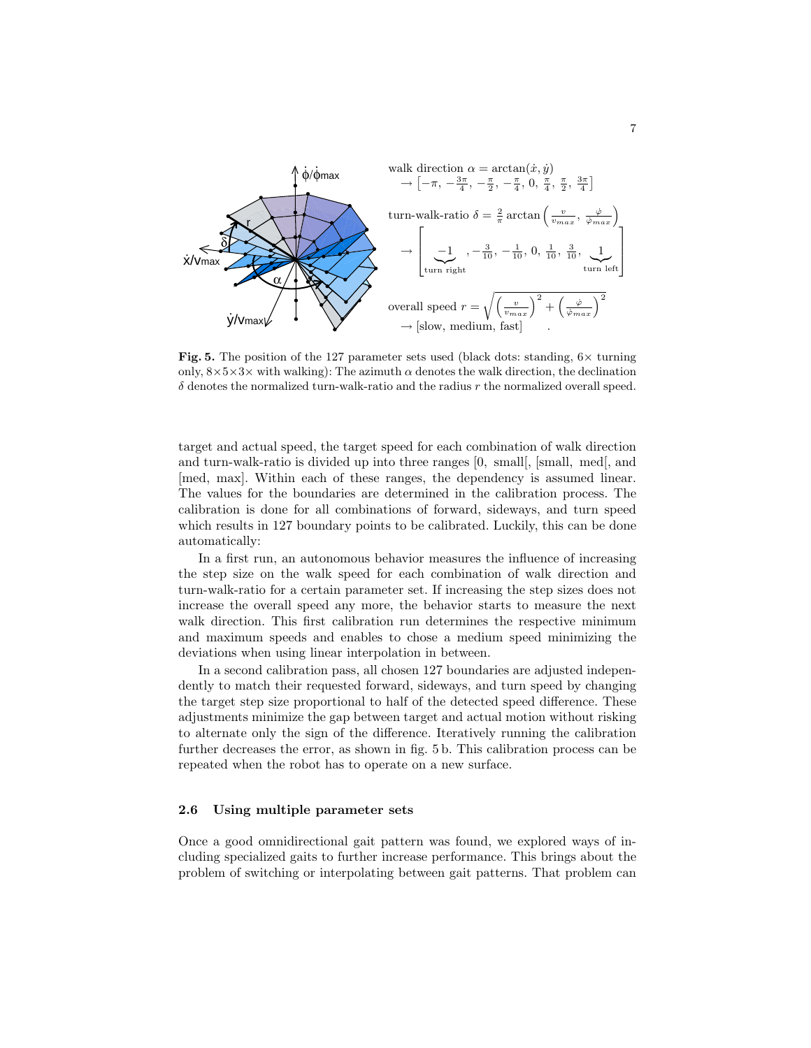walk direction $\alpha = \arctan(\dot{x}, \dot{y})$
$\rightarrow \left[-\pi,\ -\frac{3\pi}{4},\ -\frac{\pi}{2},\ -\frac{\pi}{4},\ 0,\ \frac{\pi}{4},\ \frac{\pi}{2},\ \frac{3\pi}{4}\right]$

turn-walk-ratio $\delta = \frac{2}{\pi} \arctan\left(\frac{v}{v_{max}},\ \frac{\dot{\varphi}}{\dot{\varphi}_{max}}\right)$

$$\rightarrow \left[\underbrace{-1}_{\text{turn right}},\ -\frac{3}{10},\ -\frac{1}{10},\ 0,\ \frac{1}{10},\ \frac{3}{10},\ \underbrace{1}_{\text{turn left}}\right]$$

overall speed $r = \sqrt{\left(\frac{v}{v_{max}}\right)^2 + \left(\frac{\dot{\varphi}}{\dot{\varphi}_{max}}\right)^2}$
$\rightarrow$ [slow, medium, fast]

**Fig. 5.** The position of the 127 parameter sets used (black dots: standing, 6× turning only, 8×5×3× with walking): The azimuth $\alpha$ denotes the walk direction, the declination $\delta$ denotes the normalized turn-walk-ratio and the radius $r$ the normalized overall speed.

target and actual speed, the target speed for each combination of walk direction and turn-walk-ratio is divided up into three ranges [0, small[, [small, med[, and [med, max]. Within each of these ranges, the dependency is assumed linear. The values for the boundaries are determined in the calibration process. The calibration is done for all combinations of forward, sideways, and turn speed which results in 127 boundary points to be calibrated. Luckily, this can be done automatically:

In a first run, an autonomous behavior measures the influence of increasing the step size on the walk speed for each combination of walk direction and turn-walk-ratio for a certain parameter set. If increasing the step sizes does not increase the overall speed any more, the behavior starts to measure the next walk direction. This first calibration run determines the respective minimum and maximum speeds and enables to chose a medium speed minimizing the deviations when using linear interpolation in between.

In a second calibration pass, all chosen 127 boundaries are adjusted independently to match their requested forward, sideways, and turn speed by changing the target step size proportional to half of the detected speed difference. These adjustments minimize the gap between target and actual motion without risking to alternate only the sign of the difference. Iteratively running the calibration further decreases the error, as shown in fig. 5 b. This calibration process can be repeated when the robot has to operate on a new surface.

### 2.6 Using multiple parameter sets

Once a good omnidirectional gait pattern was found, we explored ways of including specialized gaits to further increase performance. This brings about the problem of switching or interpolating between gait patterns. That problem can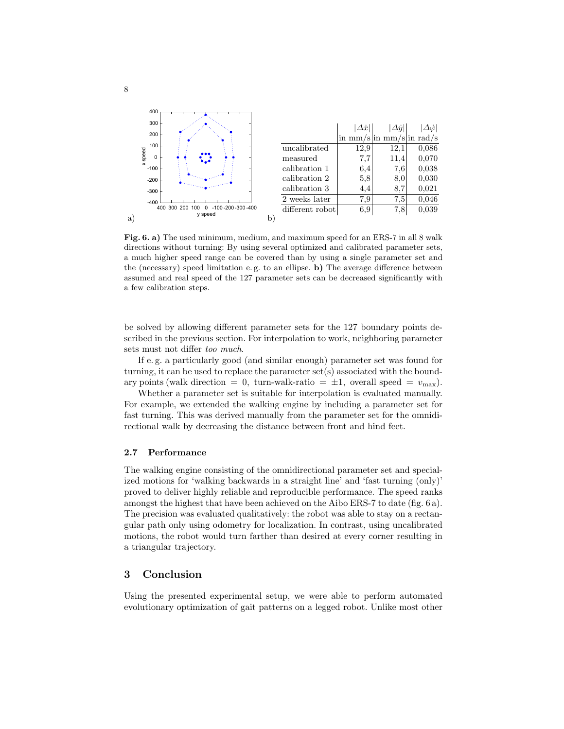|  | $\|\Delta\dot{x}\|$ in mm/s | $\|\Delta\dot{y}\|$ in mm/s | $\|\Delta\dot{\varphi}\|$ in rad/s |
|---|---|---|---|
| uncalibrated | 12,9 | 12,1 | 0,086 |
| measured | 7,7 | 11,4 | 0,070 |
| calibration 1 | 6,4 | 7,6 | 0,038 |
| calibration 2 | 5,8 | 8,0 | 0,030 |
| calibration 3 | 4,4 | 8,7 | 0,021 |
| 2 weeks later | 7,9 | 7,5 | 0,046 |
| different robot | 6,9 | 7,8 | 0,039 |

**Fig. 6. a)** The used minimum, medium, and maximum speed for an ERS-7 in all 8 walk directions without turning: By using several optimized and calibrated parameter sets, a much higher speed range can be covered than by using a single parameter set and the (necessary) speed limitation e. g. to an ellipse. **b)** The average difference between assumed and real speed of the 127 parameter sets can be decreased significantly with a few calibration steps.

be solved by allowing different parameter sets for the 127 boundary points described in the previous section. For interpolation to work, neighboring parameter sets must not differ *too much*.

If e. g. a particularly good (and similar enough) parameter set was found for turning, it can be used to replace the parameter set(s) associated with the boundary points (walk direction = 0, turn-walk-ratio = $\pm 1$, overall speed = $v_{\max}$).

Whether a parameter set is suitable for interpolation is evaluated manually. For example, we extended the walking engine by including a parameter set for fast turning. This was derived manually from the parameter set for the omnidirectional walk by decreasing the distance between front and hind feet.

### 2.7 Performance

The walking engine consisting of the omnidirectional parameter set and specialized motions for 'walking backwards in a straight line' and 'fast turning (only)' proved to deliver highly reliable and reproducible performance. The speed ranks amongst the highest that have been achieved on the Aibo ERS-7 to date (fig. 6 a). The precision was evaluated qualitatively: the robot was able to stay on a rectangular path only using odometry for localization. In contrast, using uncalibrated motions, the robot would turn farther than desired at every corner resulting in a triangular trajectory.

## 3 Conclusion

Using the presented experimental setup, we were able to perform automated evolutionary optimization of gait patterns on a legged robot. Unlike most other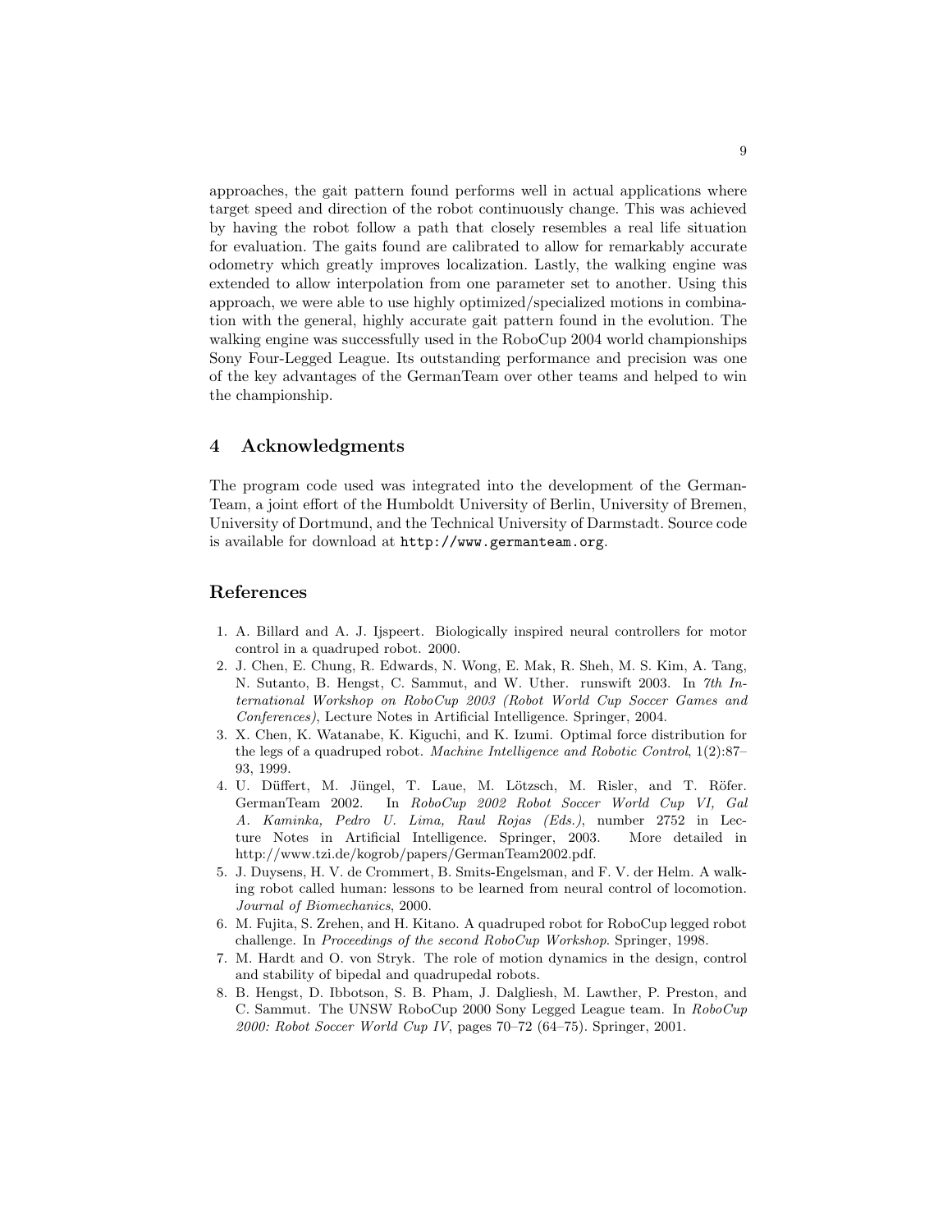approaches, the gait pattern found performs well in actual applications where target speed and direction of the robot continuously change. This was achieved by having the robot follow a path that closely resembles a real life situation for evaluation. The gaits found are calibrated to allow for remarkably accurate odometry which greatly improves localization. Lastly, the walking engine was extended to allow interpolation from one parameter set to another. Using this approach, we were able to use highly optimized/specialized motions in combination with the general, highly accurate gait pattern found in the evolution. The walking engine was successfully used in the RoboCup 2004 world championships Sony Four-Legged League. Its outstanding performance and precision was one of the key advantages of the GermanTeam over other teams and helped to win the championship.

## 4 Acknowledgments

The program code used was integrated into the development of the GermanTeam, a joint effort of the Humboldt University of Berlin, University of Bremen, University of Dortmund, and the Technical University of Darmstadt. Source code is available for download at `http://www.germanteam.org`.

## References

1. A. Billard and A. J. Ijspeert. Biologically inspired neural controllers for motor control in a quadruped robot. 2000.
2. J. Chen, E. Chung, R. Edwards, N. Wong, E. Mak, R. Sheh, M. S. Kim, A. Tang, N. Sutanto, B. Hengst, C. Sammut, and W. Uther. runswift 2003. In *7th International Workshop on RoboCup 2003 (Robot World Cup Soccer Games and Conferences)*, Lecture Notes in Artificial Intelligence. Springer, 2004.
3. X. Chen, K. Watanabe, K. Kiguchi, and K. Izumi. Optimal force distribution for the legs of a quadruped robot. *Machine Intelligence and Robotic Control*, 1(2):87–93, 1999.
4. U. Düffert, M. Jüngel, T. Laue, M. Lötzsch, M. Risler, and T. Röfer. GermanTeam 2002. In *RoboCup 2002 Robot Soccer World Cup VI, Gal A. Kaminka, Pedro U. Lima, Raul Rojas (Eds.)*, number 2752 in Lecture Notes in Artificial Intelligence. Springer, 2003. More detailed in http://www.tzi.de/kogrob/papers/GermanTeam2002.pdf.
5. J. Duysens, H. V. de Crommert, B. Smits-Engelsman, and F. V. der Helm. A walking robot called human: lessons to be learned from neural control of locomotion. *Journal of Biomechanics*, 2000.
6. M. Fujita, S. Zrehen, and H. Kitano. A quadruped robot for RoboCup legged robot challenge. In *Proceedings of the second RoboCup Workshop*. Springer, 1998.
7. M. Hardt and O. von Stryk. The role of motion dynamics in the design, control and stability of bipedal and quadrupedal robots.
8. B. Hengst, D. Ibbotson, S. B. Pham, J. Dalgliesh, M. Lawther, P. Preston, and C. Sammut. The UNSW RoboCup 2000 Sony Legged League team. In *RoboCup 2000: Robot Soccer World Cup IV*, pages 70–72 (64–75). Springer, 2001.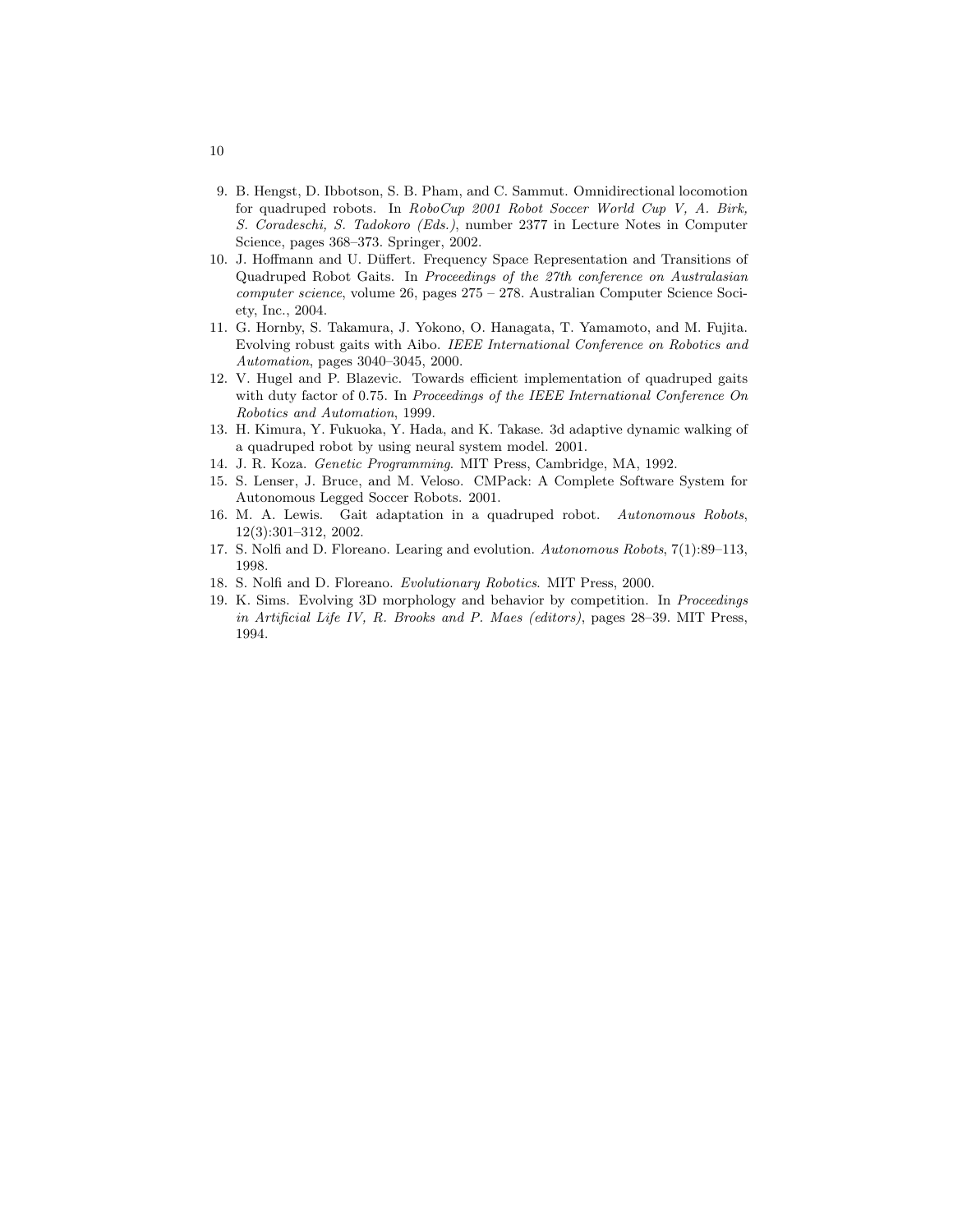9. B. Hengst, D. Ibbotson, S. B. Pham, and C. Sammut. Omnidirectional locomotion for quadruped robots. In *RoboCup 2001 Robot Soccer World Cup V, A. Birk, S. Coradeschi, S. Tadokoro (Eds.)*, number 2377 in Lecture Notes in Computer Science, pages 368–373. Springer, 2002.
10. J. Hoffmann and U. Düffert. Frequency Space Representation and Transitions of Quadruped Robot Gaits. In *Proceedings of the 27th conference on Australasian computer science*, volume 26, pages 275 – 278. Australian Computer Science Society, Inc., 2004.
11. G. Hornby, S. Takamura, J. Yokono, O. Hanagata, T. Yamamoto, and M. Fujita. Evolving robust gaits with Aibo. *IEEE International Conference on Robotics and Automation*, pages 3040–3045, 2000.
12. V. Hugel and P. Blazevic. Towards efficient implementation of quadruped gaits with duty factor of 0.75. In *Proceedings of the IEEE International Conference On Robotics and Automation*, 1999.
13. H. Kimura, Y. Fukuoka, Y. Hada, and K. Takase. 3d adaptive dynamic walking of a quadruped robot by using neural system model. 2001.
14. J. R. Koza. *Genetic Programming*. MIT Press, Cambridge, MA, 1992.
15. S. Lenser, J. Bruce, and M. Veloso. CMPack: A Complete Software System for Autonomous Legged Soccer Robots. 2001.
16. M. A. Lewis. Gait adaptation in a quadruped robot. *Autonomous Robots*, 12(3):301–312, 2002.
17. S. Nolfi and D. Floreano. Learing and evolution. *Autonomous Robots*, 7(1):89–113, 1998.
18. S. Nolfi and D. Floreano. *Evolutionary Robotics*. MIT Press, 2000.
19. K. Sims. Evolving 3D morphology and behavior by competition. In *Proceedings in Artificial Life IV, R. Brooks and P. Maes (editors)*, pages 28–39. MIT Press, 1994.